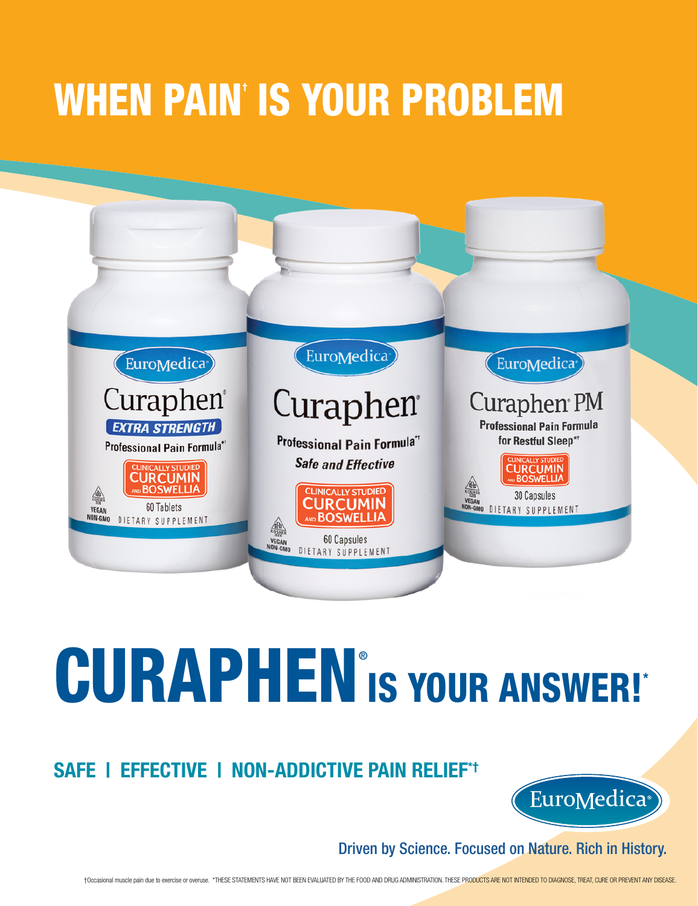# WHEN PAIN† IS YOUR PROBLEM

# CURAPHEN® IS YOUR ANSWER!*

## SAFE | EFFECTIVE | NON-ADDICTIVE PAIN RELIEF*†

EuroMedica®

Driven by Science. Focused on Nature. Rich in History.

†Occasional muscle pain due to exercise or overuse. *THESE STATEMENTS HAVE NOT BEEN EVALUATED BY THE FOOD AND DRUG ADMINISTRATION. THESE PRODUCTS ARE NOT INTENDED TO DIAGNOSE, TREAT, CURE OR PREVENT ANY DISEASE.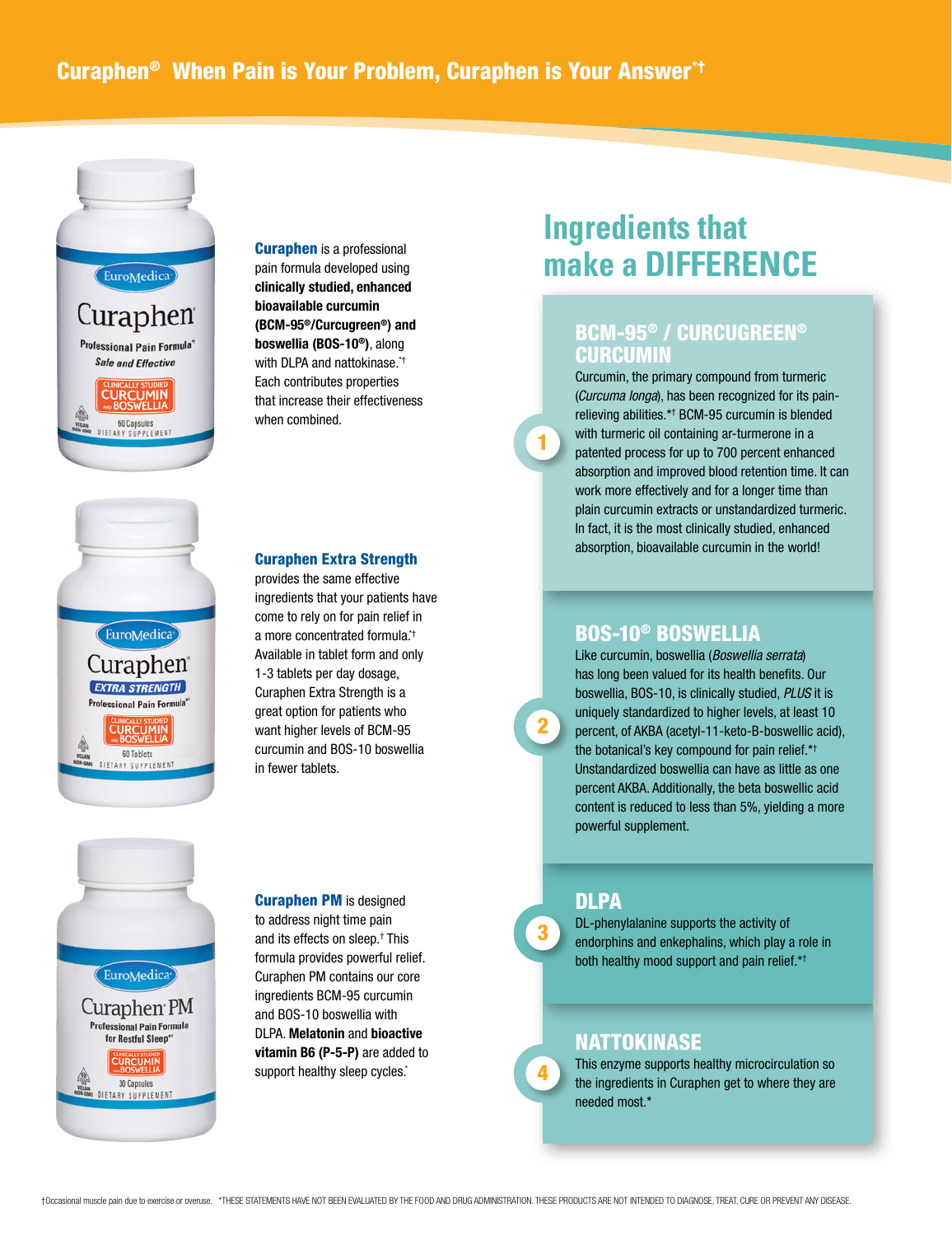# Curaphen® When Pain is Your Problem, Curaphen is Your Answer*†

**Curaphen** is a professional pain formula developed using **clinically studied, enhanced bioavailable curcumin (BCM-95®/Curcugreen®) and boswellia (BOS-10®)**, along with DLPA and nattokinase.*† Each contributes properties that increase their effectiveness when combined.

**Curaphen Extra Strength** provides the same effective ingredients that your patients have come to rely on for pain relief in a more concentrated formula.*† Available in tablet form and only 1-3 tablets per day dosage, Curaphen Extra Strength is a great option for patients who want higher levels of BCM-95 curcumin and BOS-10 boswellia in fewer tablets.

**Curaphen PM** is designed to address night time pain and its effects on sleep.† This formula provides powerful relief. Curaphen PM contains our core ingredients BCM-95 curcumin and BOS-10 boswellia with DLPA. **Melatonin** and **bioactive vitamin B6 (P-5-P)** are added to support healthy sleep cycles.*

## Ingredients that make a DIFFERENCE

### 1. BCM-95® / CURCUGREEN® CURCUMIN

Curcumin, the primary compound from turmeric (*Curcuma longa*), has been recognized for its pain-relieving abilities.*† BCM-95 curcumin is blended with turmeric oil containing ar-turmerone in a patented process for up to 700 percent enhanced absorption and improved blood retention time. It can work more effectively and for a longer time than plain curcumin extracts or unstandardized turmeric. In fact, it is the most clinically studied, enhanced absorption, bioavailable curcumin in the world!

### 2. BOS-10® BOSWELLIA

Like curcumin, boswellia (*Boswellia serrata*) has long been valued for its health benefits. Our boswellia, BOS-10, is clinically studied, *PLUS* it is uniquely standardized to higher levels, at least 10 percent, of AKBA (acetyl-11-keto-B-boswellic acid), the botanical's key compound for pain relief.*† Unstandardized boswellia can have as little as one percent AKBA. Additionally, the beta boswellic acid content is reduced to less than 5%, yielding a more powerful supplement.

### 3. DLPA

DL-phenylalanine supports the activity of endorphins and enkephalins, which play a role in both healthy mood support and pain relief.*†

### 4. NATTOKINASE

This enzyme supports healthy microcirculation so the ingredients in Curaphen get to where they are needed most.*

†Occasional muscle pain due to exercise or overuse. *THESE STATEMENTS HAVE NOT BEEN EVALUATED BY THE FOOD AND DRUG ADMINISTRATION. THESE PRODUCTS ARE NOT INTENDED TO DIAGNOSE, TREAT, CURE OR PREVENT ANY DISEASE.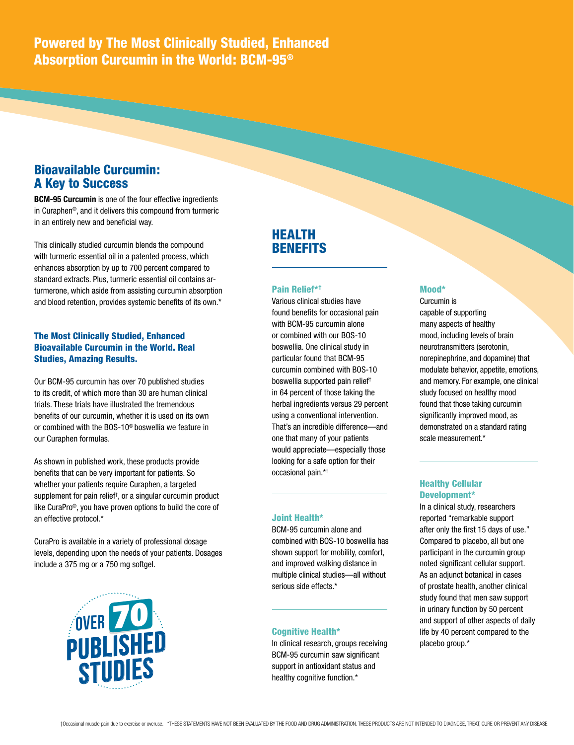# Powered by The Most Clinically Studied, Enhanced Absorption Curcumin in the World: BCM-95®

## Bioavailable Curcumin: A Key to Success

**BCM-95 Curcumin** is one of the four effective ingredients in Curaphen®, and it delivers this compound from turmeric in an entirely new and beneficial way.

This clinically studied curcumin blends the compound with turmeric essential oil in a patented process, which enhances absorption by up to 700 percent compared to standard extracts. Plus, turmeric essential oil contains ar-turmerone, which aside from assisting curcumin absorption and blood retention, provides systemic benefits of its own.*

### The Most Clinically Studied, Enhanced Bioavailable Curcumin in the World. Real Studies, Amazing Results.

Our BCM-95 curcumin has over 70 published studies to its credit, of which more than 30 are human clinical trials. These trials have illustrated the tremendous benefits of our curcumin, whether it is used on its own or combined with the BOS-10® boswellia we feature in our Curaphen formulas.

As shown in published work, these products provide benefits that can be very important for patients. So whether your patients require Curaphen, a targeted supplement for pain relief†, or a singular curcumin product like CuraPro®, you have proven options to build the core of an effective protocol.*

CuraPro is available in a variety of professional dosage levels, depending upon the needs of your patients. Dosages include a 375 mg or a 750 mg softgel.

OVER 70 PUBLISHED STUDIES

## HEALTH BENEFITS

### Pain Relief*†

Various clinical studies have found benefits for occasional pain with BCM-95 curcumin alone or combined with our BOS-10 boswellia. One clinical study in particular found that BCM-95 curcumin combined with BOS-10 boswellia supported pain relief† in 64 percent of those taking the herbal ingredients versus 29 percent using a conventional intervention. That's an incredible difference—and one that many of your patients would appreciate—especially those looking for a safe option for their occasional pain.*†

### Joint Health*

BCM-95 curcumin alone and combined with BOS-10 boswellia has shown support for mobility, comfort, and improved walking distance in multiple clinical studies—all without serious side effects.*

### Cognitive Health*

In clinical research, groups receiving BCM-95 curcumin saw significant support in antioxidant status and healthy cognitive function.*

### Mood*

Curcumin is capable of supporting many aspects of healthy mood, including levels of brain neurotransmitters (serotonin, norepinephrine, and dopamine) that modulate behavior, appetite, emotions, and memory. For example, one clinical study focused on healthy mood found that those taking curcumin significantly improved mood, as demonstrated on a standard rating scale measurement.*

### Healthy Cellular Development*

In a clinical study, researchers reported "remarkable support after only the first 15 days of use." Compared to placebo, all but one participant in the curcumin group noted significant cellular support. As an adjunct botanical in cases of prostate health, another clinical study found that men saw support in urinary function by 50 percent and support of other aspects of daily life by 40 percent compared to the placebo group.*

†Occasional muscle pain due to exercise or overuse. *THESE STATEMENTS HAVE NOT BEEN EVALUATED BY THE FOOD AND DRUG ADMINISTRATION. THESE PRODUCTS ARE NOT INTENDED TO DIAGNOSE, TREAT, CURE OR PREVENT ANY DISEASE.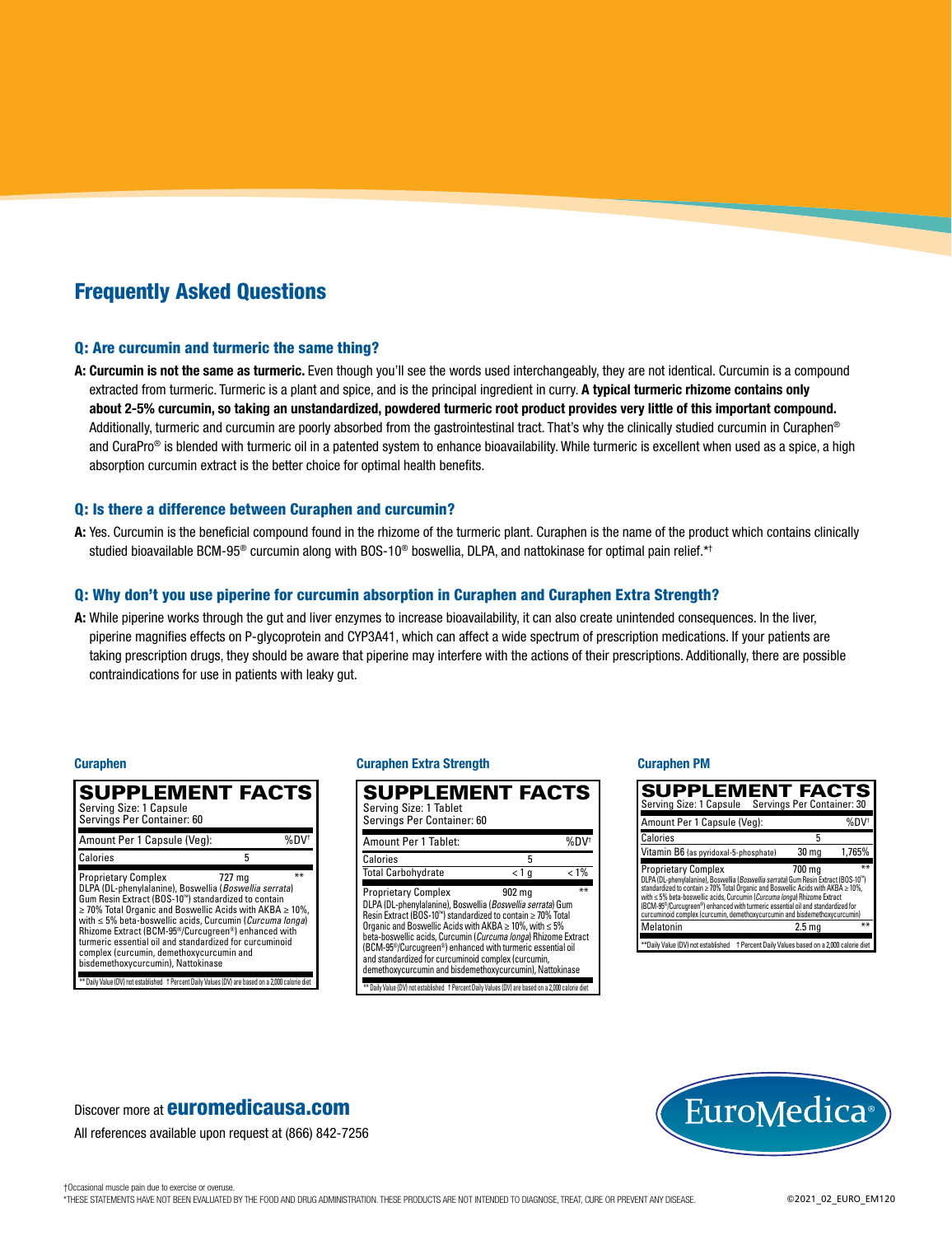## Frequently Asked Questions

### Q: Are curcumin and turmeric the same thing?

**A: Curcumin is not the same as turmeric.** Even though you'll see the words used interchangeably, they are not identical. Curcumin is a compound extracted from turmeric. Turmeric is a plant and spice, and is the principal ingredient in curry. **A typical turmeric rhizome contains only about 2-5% curcumin, so taking an unstandardized, powdered turmeric root product provides very little of this important compound.** Additionally, turmeric and curcumin are poorly absorbed from the gastrointestinal tract. That's why the clinically studied curcumin in Curaphen® and CuraPro® is blended with turmeric oil in a patented system to enhance bioavailability. While turmeric is excellent when used as a spice, a high absorption curcumin extract is the better choice for optimal health benefits.

### Q: Is there a difference between Curaphen and curcumin?

**A:** Yes. Curcumin is the beneficial compound found in the rhizome of the turmeric plant. Curaphen is the name of the product which contains clinically studied bioavailable BCM-95® curcumin along with BOS-10® boswellia, DLPA, and nattokinase for optimal pain relief.*†

### Q: Why don't you use piperine for curcumin absorption in Curaphen and Curaphen Extra Strength?

**A:** While piperine works through the gut and liver enzymes to increase bioavailability, it can also create unintended consequences. In the liver, piperine magnifies effects on P-glycoprotein and CYP3A41, which can affect a wide spectrum of prescription medications. If your patients are taking prescription drugs, they should be aware that piperine may interfere with the actions of their prescriptions. Additionally, there are possible contraindications for use in patients with leaky gut.

**Curaphen**

**SUPPLEMENT FACTS**
Serving Size: 1 Capsule
Servings Per Container: 60

| Amount Per 1 Capsule (Veg): | | %DV† |
|---|---|---|
| Calories | 5 | |
| Proprietary Complex | 727 mg | ** |

DLPA (DL-phenylalanine), Boswellia (*Boswellia serrata*) Gum Resin Extract (BOS-10™) standardized to contain ≥ 70% Total Organic and Boswellic Acids with AKBA ≥ 10%, with ≤ 5% beta-boswellic acids, Curcumin (*Curcuma longa*) Rhizome Extract (BCM-95®/Curcugreen®) enhanced with turmeric essential oil and standardized for curcuminoid complex (curcumin, demethoxycurcumin and bisdemethoxycurcumin), Nattokinase

** Daily Value (DV) not established † Percent Daily Values (DV) are based on a 2,000 calorie diet

**Curaphen Extra Strength**

**SUPPLEMENT FACTS**
Serving Size: 1 Tablet
Servings Per Container: 60

| Amount Per 1 Tablet: | | %DV† |
|---|---|---|
| Calories | 5 | |
| Total Carbohydrate | < 1 g | < 1% |
| Proprietary Complex | 902 mg | ** |

DLPA (DL-phenylalanine), Boswellia (*Boswellia serrata*) Gum Resin Extract (BOS-10™) standardized to contain ≥ 70% Total Organic and Boswellic Acids with AKBA ≥ 10%, with ≤ 5% beta-boswellic acids, Curcumin (*Curcuma longa*) Rhizome Extract (BCM-95®/Curcugreen®) enhanced with turmeric essential oil and standardized for curcuminoid complex (curcumin, demethoxycurcumin and bisdemethoxycurcumin), Nattokinase

** Daily Value (DV) not established † Percent Daily Values (DV) are based on a 2,000 calorie diet

**Curaphen PM**

**SUPPLEMENT FACTS**
Serving Size: 1 Capsule Servings Per Container: 30

| Amount Per 1 Capsule (Veg): | | %DV† |
|---|---|---|
| Calories | 5 | |
| Vitamin B6 (as pyridoxal-5-phosphate) | 30 mg | 1,765% |
| Proprietary Complex | 700 mg | ** |
| Melatonin | 2.5 mg | ** |

Proprietary Complex: DLPA (DL-phenylalanine), Boswellia (*Boswellia serrata*) Gum Resin Extract (BOS-10™) standardized to contain ≥ 70% Total Organic and Boswellic Acids with AKBA ≥ 10%, with ≤ 5% beta-boswellic acids, Curcumin (*Curcuma longa*) Rhizome Extract (BCM-95®/Curcugreen®) enhanced with turmeric essential oil and standardized for curcuminoid complex (curcumin, demethoxycurcumin and bisdemethoxycurcumin)

**Daily Value (DV) not established † Percent Daily Values based on a 2,000 calorie diet

Discover more at **euromedicausa.com**

All references available upon request at (866) 842-7256

EuroMedica®

†Occasional muscle pain due to exercise or overuse.
*THESE STATEMENTS HAVE NOT BEEN EVALUATED BY THE FOOD AND DRUG ADMINISTRATION. THESE PRODUCTS ARE NOT INTENDED TO DIAGNOSE, TREAT, CURE OR PREVENT ANY DISEASE.

©2021_02_EURO_EM120